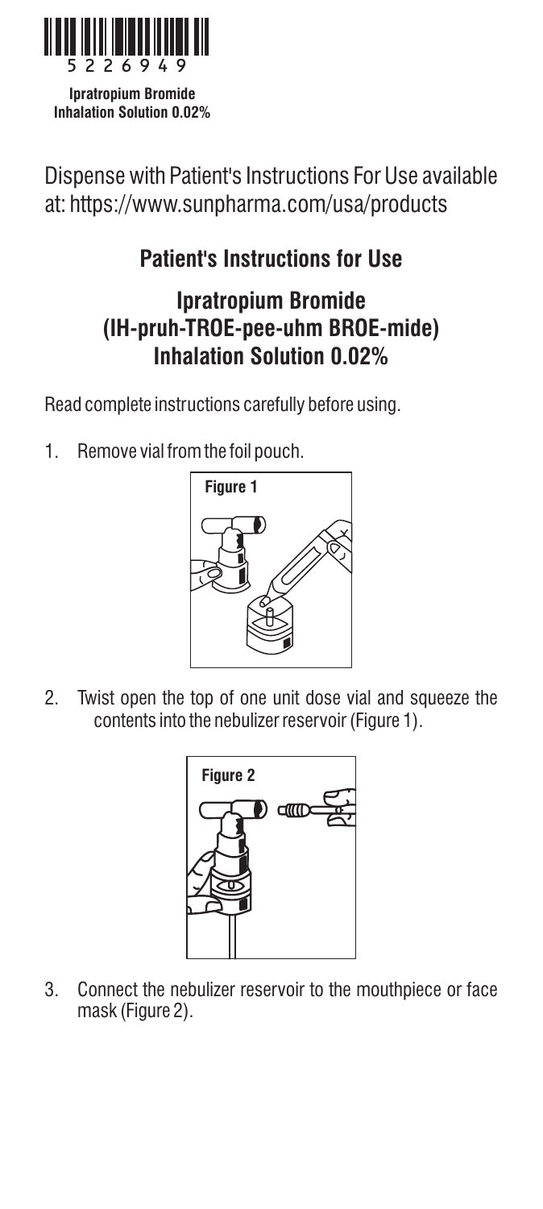5226949

**Ipratropium Bromide Inhalation Solution 0.02%**

Dispense with Patient's Instructions For Use available at: https://www.sunpharma.com/usa/products

## Patient's Instructions for Use

## Ipratropium Bromide (IH-pruh-TROE-pee-uhm BROE-mide) Inhalation Solution 0.02%

Read complete instructions carefully before using.

1. Remove vial from the foil pouch.

Figure 1

2. Twist open the top of one unit dose vial and squeeze the contents into the nebulizer reservoir (Figure 1).

Figure 2

3. Connect the nebulizer reservoir to the mouthpiece or face mask (Figure 2).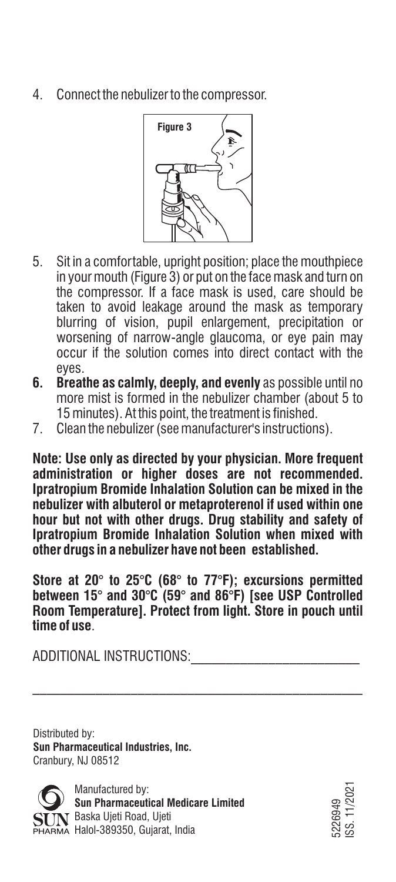4. Connect the nebulizer to the compressor.

Figure 3

5. Sit in a comfortable, upright position; place the mouthpiece in your mouth (Figure 3) or put on the face mask and turn on the compressor. If a face mask is used, care should be taken to avoid leakage around the mask as temporary blurring of vision, pupil enlargement, precipitation or worsening of narrow-angle glaucoma, or eye pain may occur if the solution comes into direct contact with the eyes.
6. **Breathe as calmly, deeply, and evenly** as possible until no more mist is formed in the nebulizer chamber (about 5 to 15 minutes). At this point, the treatment is finished.
7. Clean the nebulizer (see manufacturer's instructions).

**Note: Use only as directed by your physician. More frequent administration or higher doses are not recommended. Ipratropium Bromide Inhalation Solution can be mixed in the nebulizer with albuterol or metaproterenol if used within one hour but not with other drugs. Drug stability and safety of Ipratropium Bromide Inhalation Solution when mixed with other drugs in a nebulizer have not been established.**

**Store at 20° to 25°C (68° to 77°F); excursions permitted between 15° and 30°C (59° and 86°F) [see USP Controlled Room Temperature]. Protect from light. Store in pouch until time of use**.

ADDITIONAL INSTRUCTIONS:______________________

______________________________________________

Distributed by:
**Sun Pharmaceutical Industries, Inc.**
Cranbury, NJ 08512

Manufactured by:
**Sun Pharmaceutical Medicare Limited**
Baska Ujeti Road, Ujeti
Halol-389350, Gujarat, India

5226949
ISS. 11/2021